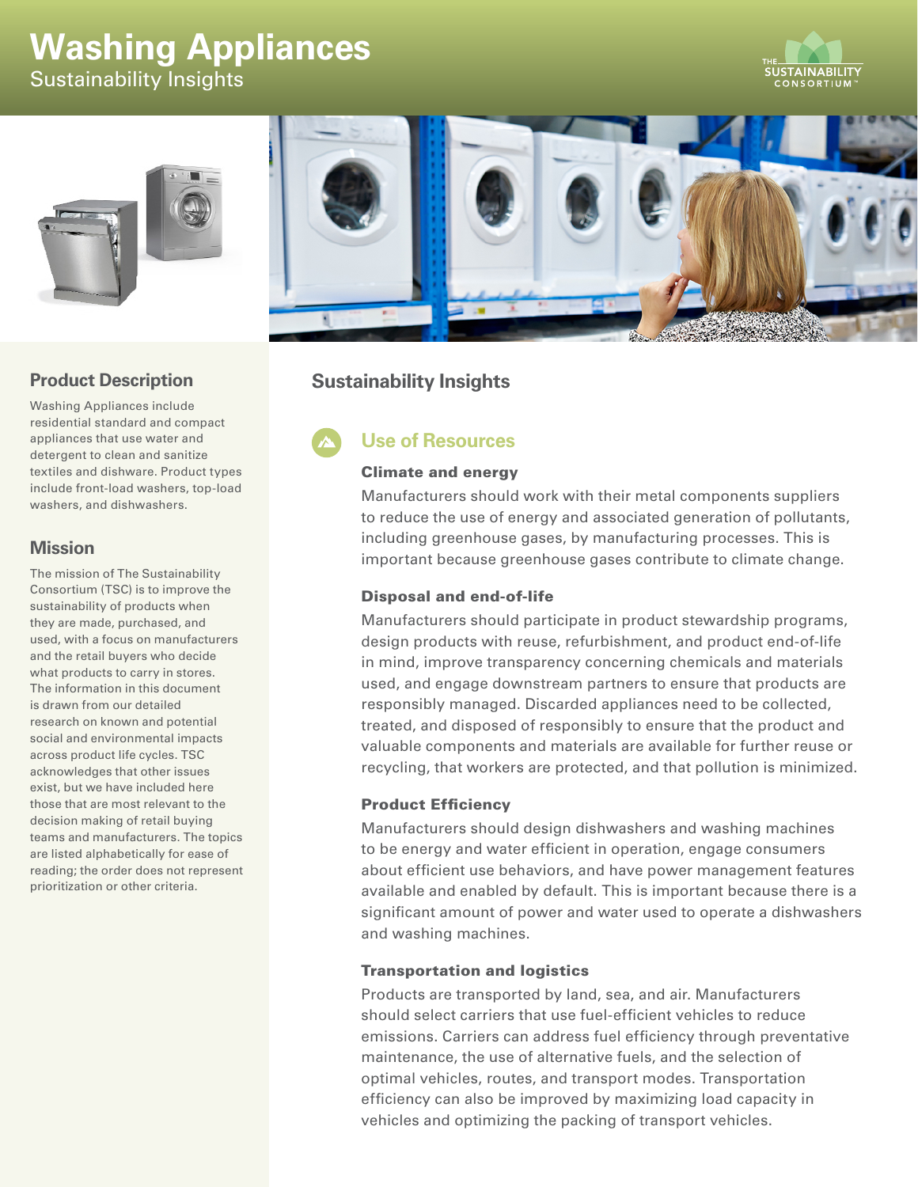# Washing Appliances

Sustainability Insights

## Product Description

Washing Appliances include residential standard and compact appliances that use water and detergent to clean and sanitize textiles and dishware. Product types include front-load washers, top-load washers, and dishwashers.

## Mission

The mission of The Sustainability Consortium (TSC) is to improve the sustainability of products when they are made, purchased, and used, with a focus on manufacturers and the retail buyers who decide what products to carry in stores. The information in this document is drawn from our detailed research on known and potential social and environmental impacts across product life cycles. TSC acknowledges that other issues exist, but we have included here those that are most relevant to the decision making of retail buying teams and manufacturers. The topics are listed alphabetically for ease of reading; the order does not represent prioritization or other criteria.

## Sustainability Insights

### Use of Resources

#### Climate and energy

Manufacturers should work with their metal components suppliers to reduce the use of energy and associated generation of pollutants, including greenhouse gases, by manufacturing processes. This is important because greenhouse gases contribute to climate change.

#### Disposal and end-of-life

Manufacturers should participate in product stewardship programs, design products with reuse, refurbishment, and product end-of-life in mind, improve transparency concerning chemicals and materials used, and engage downstream partners to ensure that products are responsibly managed. Discarded appliances need to be collected, treated, and disposed of responsibly to ensure that the product and valuable components and materials are available for further reuse or recycling, that workers are protected, and that pollution is minimized.

#### Product Efficiency

Manufacturers should design dishwashers and washing machines to be energy and water efficient in operation, engage consumers about efficient use behaviors, and have power management features available and enabled by default. This is important because there is a significant amount of power and water used to operate a dishwashers and washing machines.

#### Transportation and logistics

Products are transported by land, sea, and air. Manufacturers should select carriers that use fuel-efficient vehicles to reduce emissions. Carriers can address fuel efficiency through preventative maintenance, the use of alternative fuels, and the selection of optimal vehicles, routes, and transport modes. Transportation efficiency can also be improved by maximizing load capacity in vehicles and optimizing the packing of transport vehicles.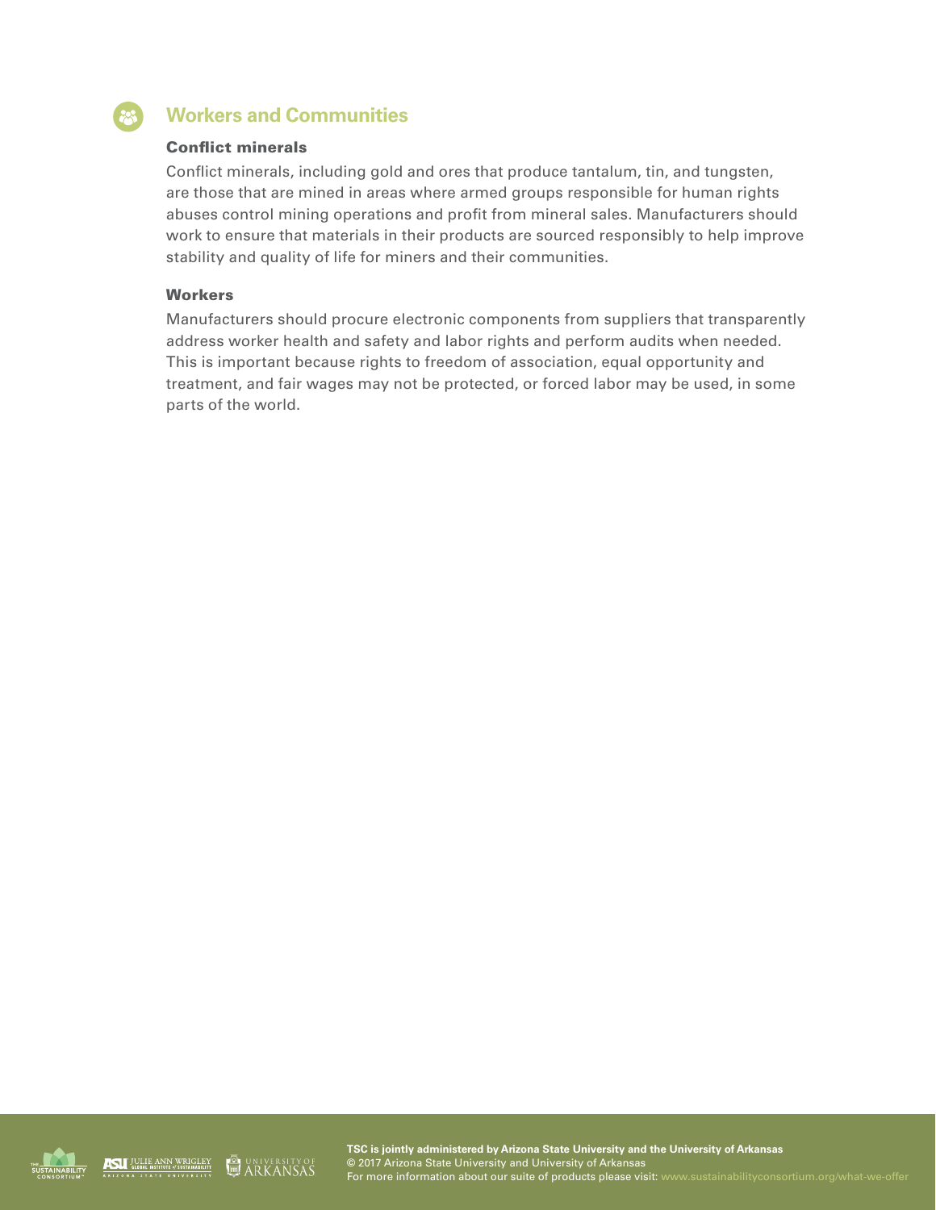## Workers and Communities

### Conflict minerals

Conflict minerals, including gold and ores that produce tantalum, tin, and tungsten, are those that are mined in areas where armed groups responsible for human rights abuses control mining operations and profit from mineral sales. Manufacturers should work to ensure that materials in their products are sourced responsibly to help improve stability and quality of life for miners and their communities.

### Workers

Manufacturers should procure electronic components from suppliers that transparently address worker health and safety and labor rights and perform audits when needed. This is important because rights to freedom of association, equal opportunity and treatment, and fair wages may not be protected, or forced labor may be used, in some parts of the world.

**TSC is jointly administered by Arizona State University and the University of Arkansas**
© 2017 Arizona State University and University of Arkansas
For more information about our suite of products please visit: www.sustainabilityconsortium.org/what-we-offer